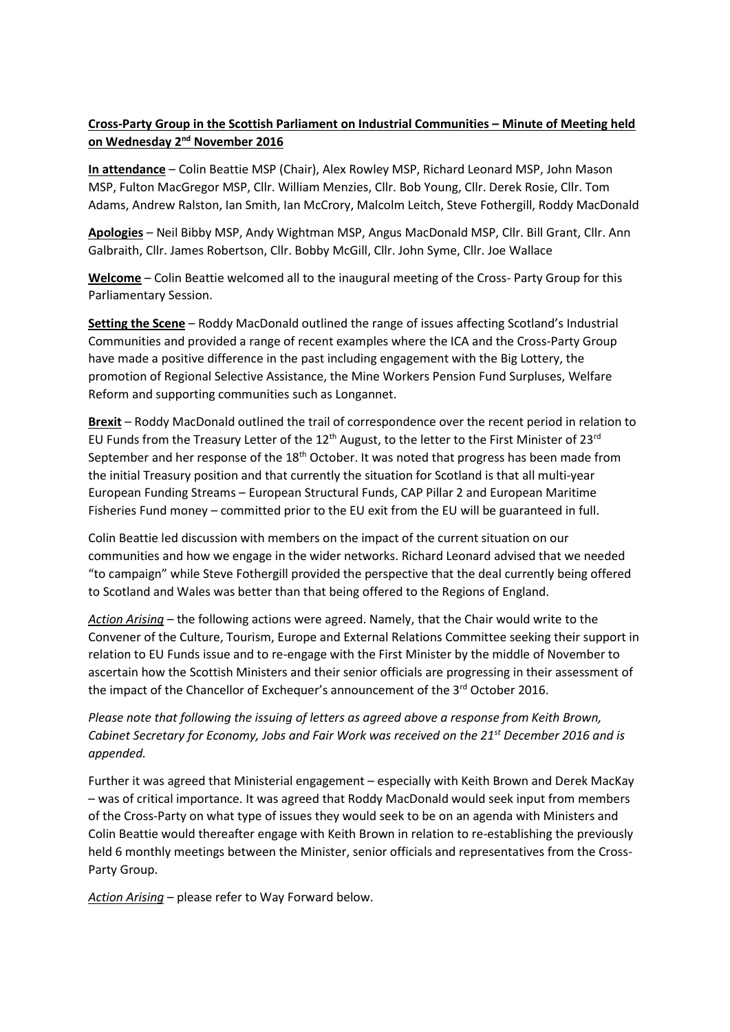**Cross-Party Group in the Scottish Parliament on Industrial Communities – Minute of Meeting held on Wednesday 2nd November 2016**

**In attendance** – Colin Beattie MSP (Chair), Alex Rowley MSP, Richard Leonard MSP, John Mason MSP, Fulton MacGregor MSP, Cllr. William Menzies, Cllr. Bob Young, Cllr. Derek Rosie, Cllr. Tom Adams, Andrew Ralston, Ian Smith, Ian McCrory, Malcolm Leitch, Steve Fothergill, Roddy MacDonald

**Apologies** – Neil Bibby MSP, Andy Wightman MSP, Angus MacDonald MSP, Cllr. Bill Grant, Cllr. Ann Galbraith, Cllr. James Robertson, Cllr. Bobby McGill, Cllr. John Syme, Cllr. Joe Wallace

**Welcome** – Colin Beattie welcomed all to the inaugural meeting of the Cross- Party Group for this Parliamentary Session.

**Setting the Scene** – Roddy MacDonald outlined the range of issues affecting Scotland's Industrial Communities and provided a range of recent examples where the ICA and the Cross-Party Group have made a positive difference in the past including engagement with the Big Lottery, the promotion of Regional Selective Assistance, the Mine Workers Pension Fund Surpluses, Welfare Reform and supporting communities such as Longannet.

**Brexit** – Roddy MacDonald outlined the trail of correspondence over the recent period in relation to EU Funds from the Treasury Letter of the 12th August, to the letter to the First Minister of 23rd September and her response of the 18th October. It was noted that progress has been made from the initial Treasury position and that currently the situation for Scotland is that all multi-year European Funding Streams – European Structural Funds, CAP Pillar 2 and European Maritime Fisheries Fund money – committed prior to the EU exit from the EU will be guaranteed in full.

Colin Beattie led discussion with members on the impact of the current situation on our communities and how we engage in the wider networks. Richard Leonard advised that we needed "to campaign" while Steve Fothergill provided the perspective that the deal currently being offered to Scotland and Wales was better than that being offered to the Regions of England.

*Action Arising* – the following actions were agreed. Namely, that the Chair would write to the Convener of the Culture, Tourism, Europe and External Relations Committee seeking their support in relation to EU Funds issue and to re-engage with the First Minister by the middle of November to ascertain how the Scottish Ministers and their senior officials are progressing in their assessment of the impact of the Chancellor of Exchequer's announcement of the 3rd October 2016.

*Please note that following the issuing of letters as agreed above a response from Keith Brown, Cabinet Secretary for Economy, Jobs and Fair Work was received on the 21st December 2016 and is appended.*

Further it was agreed that Ministerial engagement – especially with Keith Brown and Derek MacKay – was of critical importance. It was agreed that Roddy MacDonald would seek input from members of the Cross-Party on what type of issues they would seek to be on an agenda with Ministers and Colin Beattie would thereafter engage with Keith Brown in relation to re-establishing the previously held 6 monthly meetings between the Minister, senior officials and representatives from the Cross-Party Group.

*Action Arising* – please refer to Way Forward below.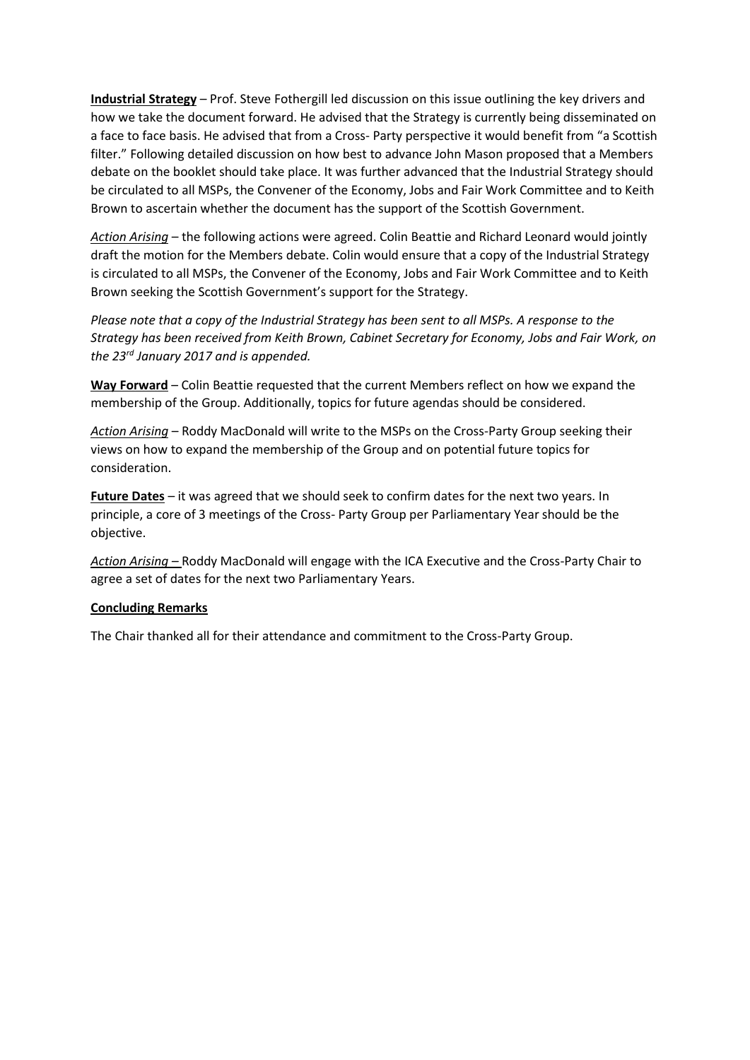**Industrial Strategy** – Prof. Steve Fothergill led discussion on this issue outlining the key drivers and how we take the document forward. He advised that the Strategy is currently being disseminated on a face to face basis. He advised that from a Cross- Party perspective it would benefit from "a Scottish filter." Following detailed discussion on how best to advance John Mason proposed that a Members debate on the booklet should take place. It was further advanced that the Industrial Strategy should be circulated to all MSPs, the Convener of the Economy, Jobs and Fair Work Committee and to Keith Brown to ascertain whether the document has the support of the Scottish Government.

*Action Arising* – the following actions were agreed. Colin Beattie and Richard Leonard would jointly draft the motion for the Members debate. Colin would ensure that a copy of the Industrial Strategy is circulated to all MSPs, the Convener of the Economy, Jobs and Fair Work Committee and to Keith Brown seeking the Scottish Government's support for the Strategy.

*Please note that a copy of the Industrial Strategy has been sent to all MSPs. A response to the Strategy has been received from Keith Brown, Cabinet Secretary for Economy, Jobs and Fair Work, on the 23rd January 2017 and is appended.*

**Way Forward** – Colin Beattie requested that the current Members reflect on how we expand the membership of the Group. Additionally, topics for future agendas should be considered.

*Action Arising* – Roddy MacDonald will write to the MSPs on the Cross-Party Group seeking their views on how to expand the membership of the Group and on potential future topics for consideration.

**Future Dates** – it was agreed that we should seek to confirm dates for the next two years. In principle, a core of 3 meetings of the Cross- Party Group per Parliamentary Year should be the objective.

*Action Arising* – Roddy MacDonald will engage with the ICA Executive and the Cross-Party Chair to agree a set of dates for the next two Parliamentary Years.

**Concluding Remarks**

The Chair thanked all for their attendance and commitment to the Cross-Party Group.